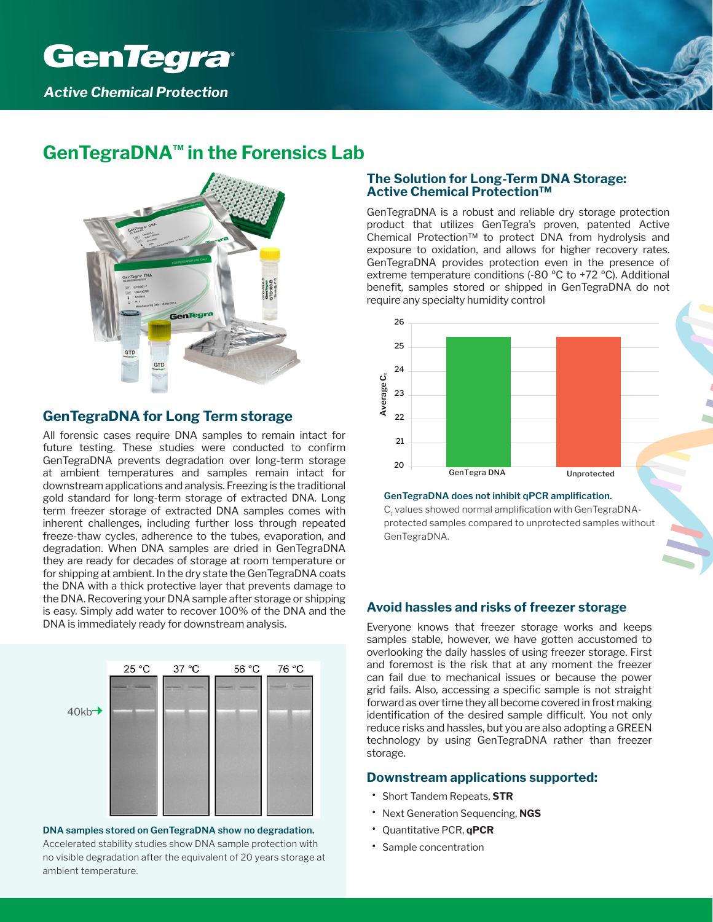# GenTegra

*Active Chemical Protection*

## GenTegraDNA™ in the Forensics Lab

### GenTegraDNA for Long Term storage

All forensic cases require DNA samples to remain intact for future testing. These studies were conducted to confirm GenTegraDNA prevents degradation over long-term storage at ambient temperatures and samples remain intact for downstream applications and analysis. Freezing is the traditional gold standard for long-term storage of extracted DNA. Long term freezer storage of extracted DNA samples comes with inherent challenges, including further loss through repeated freeze-thaw cycles, adherence to the tubes, evaporation, and degradation. When DNA samples are dried in GenTegraDNA they are ready for decades of storage at room temperature or for shipping at ambient. In the dry state the GenTegraDNA coats the DNA with a thick protective layer that prevents damage to the DNA. Recovering your DNA sample after storage or shipping is easy. Simply add water to recover 100% of the DNA and the DNA is immediately ready for downstream analysis.

25 °C | 37 °C | 56 °C | 76 °C

40kb→

**DNA samples stored on GenTegraDNA show no degradation.**
Accelerated stability studies show DNA sample protection with no visible degradation after the equivalent of 20 years storage at ambient temperature.

### The Solution for Long-Term DNA Storage: Active Chemical Protection™

GenTegraDNA is a robust and reliable dry storage protection product that utilizes GenTegra's proven, patented Active Chemical Protection™ to protect DNA from hydrolysis and exposure to oxidation, and allows for higher recovery rates. GenTegraDNA provides protection even in the presence of extreme temperature conditions (-80 °C to +72 °C). Additional benefit, samples stored or shipped in GenTegraDNA do not require any specialty humidity control

Average $C_t$ (20–26): GenTegra DNA | Unprotected

**GenTegraDNA does not inhibit qPCR amplification.**
$C_t$ values showed normal amplification with GenTegraDNA-protected samples compared to unprotected samples without GenTegraDNA.

### Avoid hassles and risks of freezer storage

Everyone knows that freezer storage works and keeps samples stable, however, we have gotten accustomed to overlooking the daily hassles of using freezer storage. First and foremost is the risk that at any moment the freezer can fail due to mechanical issues or because the power grid fails. Also, accessing a specific sample is not straight forward as over time they all become covered in frost making identification of the desired sample difficult. You not only reduce risks and hassles, but you are also adopting a GREEN technology by using GenTegraDNA rather than freezer storage.

### Downstream applications supported:

- Short Tandem Repeats, **STR**
- Next Generation Sequencing, **NGS**
- Quantitative PCR, **qPCR**
- Sample concentration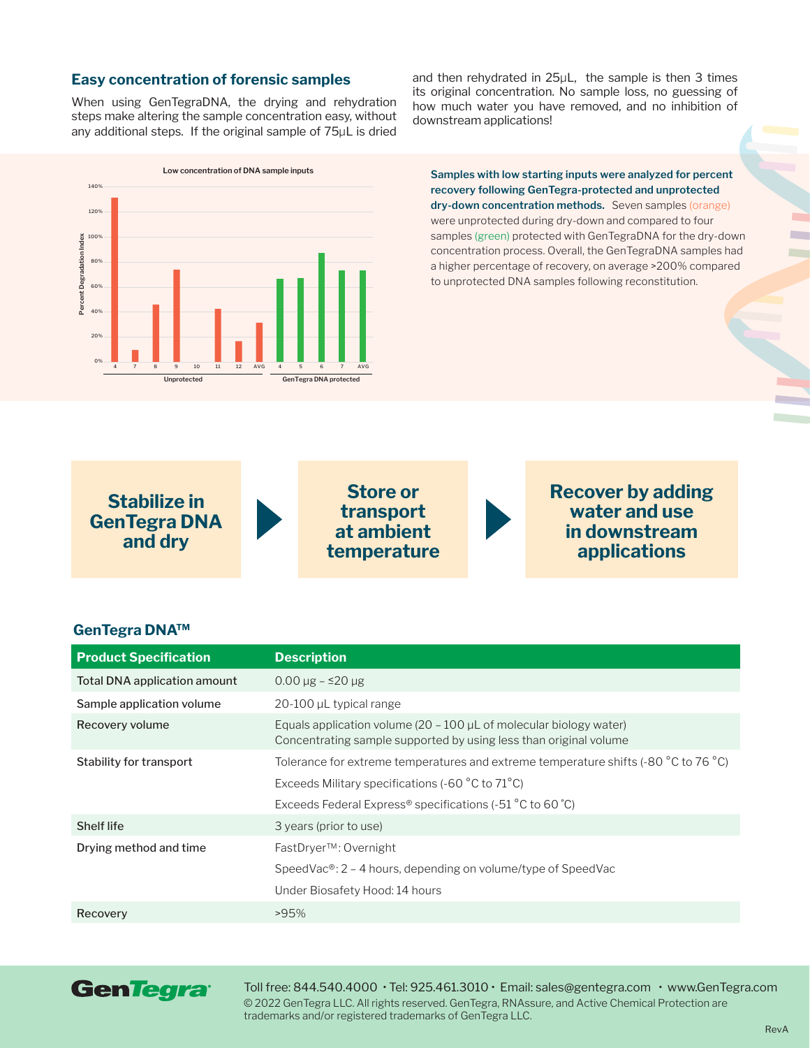## Easy concentration of forensic samples

When using GenTegraDNA, the drying and rehydration steps make altering the sample concentration easy, without any additional steps. If the original sample of 75μL is dried and then rehydrated in 25μL, the sample is then 3 times its original concentration. No sample loss, no guessing of how much water you have removed, and no inhibition of downstream applications!

Low concentration of DNA sample inputs

Percent Degradation Index

140%
120%
100%
80%
60%
40%
20%
0%

4 7 8 9 10 11 12 AVG 4 5 6 7 AVG

Unprotected

GenTegra DNA protected

**Samples with low starting inputs were analyzed for percent recovery following GenTegra-protected and unprotected dry-down concentration methods.** Seven samples (orange) were unprotected during dry-down and compared to four samples (green) protected with GenTegraDNA for the dry-down concentration process. Overall, the GenTegraDNA samples had a higher percentage of recovery, on average >200% compared to unprotected DNA samples following reconstitution.

**Stabilize in GenTegra DNA and dry** → **Store or transport at ambient temperature** → **Recover by adding water and use in downstream applications**

### GenTegra DNA™

| Product Specification | Description |
|---|---|
| Total DNA application amount | 0.00 μg – ≤20 μg |
| Sample application volume | 20-100 μL typical range |
| Recovery volume | Equals application volume (20 – 100 μL of molecular biology water)<br>Concentrating sample supported by using less than original volume |
| Stability for transport | Tolerance for extreme temperatures and extreme temperature shifts (-80 °C to 76 °C)<br>Exceeds Military specifications (-60 °C to 71°C)<br>Exceeds Federal Express® specifications (-51 °C to 60 °C) |
| Shelf life | 3 years (prior to use) |
| Drying method and time | FastDryer™: Overnight<br>SpeedVac®: 2 – 4 hours, depending on volume/type of SpeedVac<br>Under Biosafety Hood: 14 hours |
| Recovery | >95% |

GenTegra

Toll free: 844.540.4000 · Tel: 925.461.3010 · Email: sales@gentegra.com · www.GenTegra.com

© 2022 GenTegra LLC. All rights reserved. GenTegra, RNAssure, and Active Chemical Protection are trademarks and/or registered trademarks of GenTegra LLC.

RevA